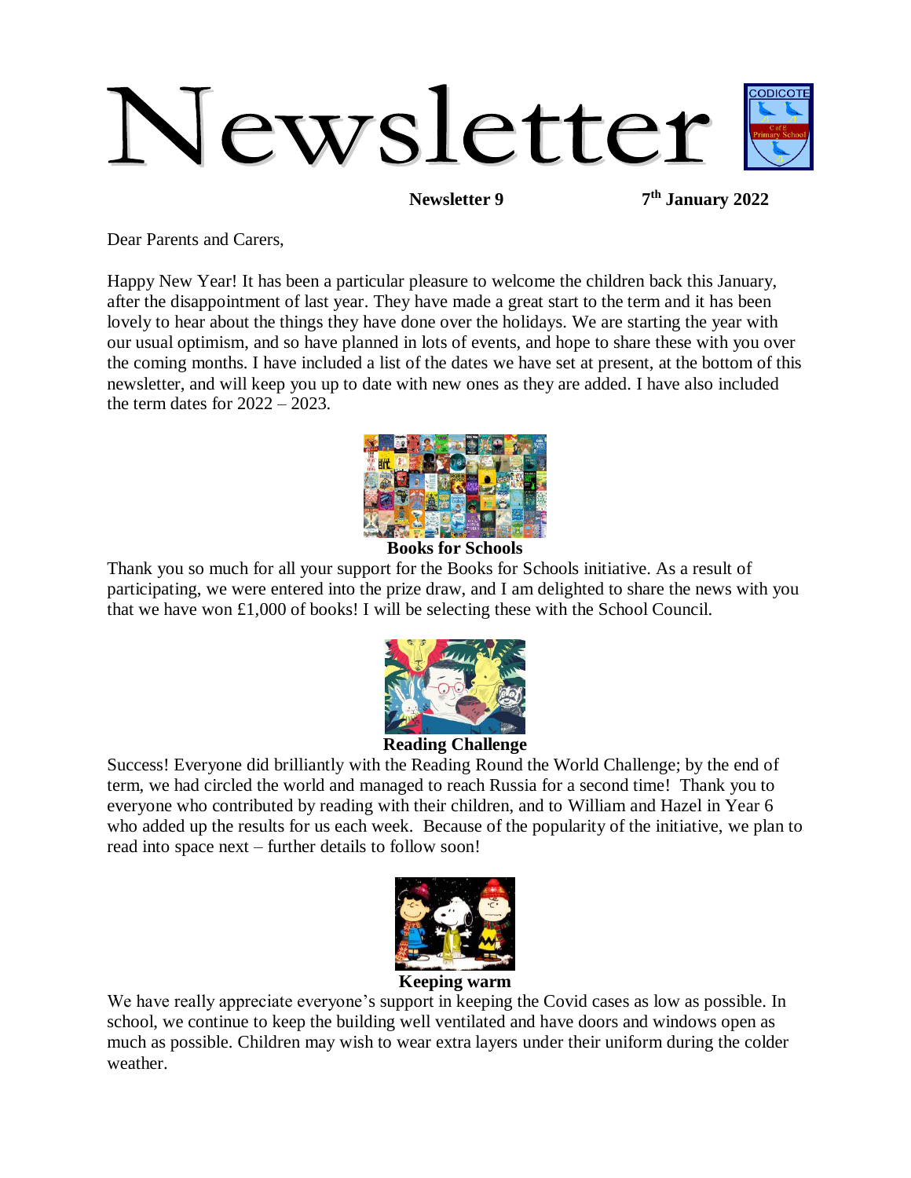# Newsletter

**Newsletter 9** **7th January 2022**

Dear Parents and Carers,

Happy New Year! It has been a particular pleasure to welcome the children back this January, after the disappointment of last year. They have made a great start to the term and it has been lovely to hear about the things they have done over the holidays. We are starting the year with our usual optimism, and so have planned in lots of events, and hope to share these with you over the coming months. I have included a list of the dates we have set at present, at the bottom of this newsletter, and will keep you up to date with new ones as they are added. I have also included the term dates for 2022 – 2023.

**Books for Schools**

Thank you so much for all your support for the Books for Schools initiative. As a result of participating, we were entered into the prize draw, and I am delighted to share the news with you that we have won £1,000 of books! I will be selecting these with the School Council.

**Reading Challenge**

Success! Everyone did brilliantly with the Reading Round the World Challenge; by the end of term, we had circled the world and managed to reach Russia for a second time! Thank you to everyone who contributed by reading with their children, and to William and Hazel in Year 6 who added up the results for us each week. Because of the popularity of the initiative, we plan to read into space next – further details to follow soon!

**Keeping warm**

We have really appreciate everyone's support in keeping the Covid cases as low as possible. In school, we continue to keep the building well ventilated and have doors and windows open as much as possible. Children may wish to wear extra layers under their uniform during the colder weather.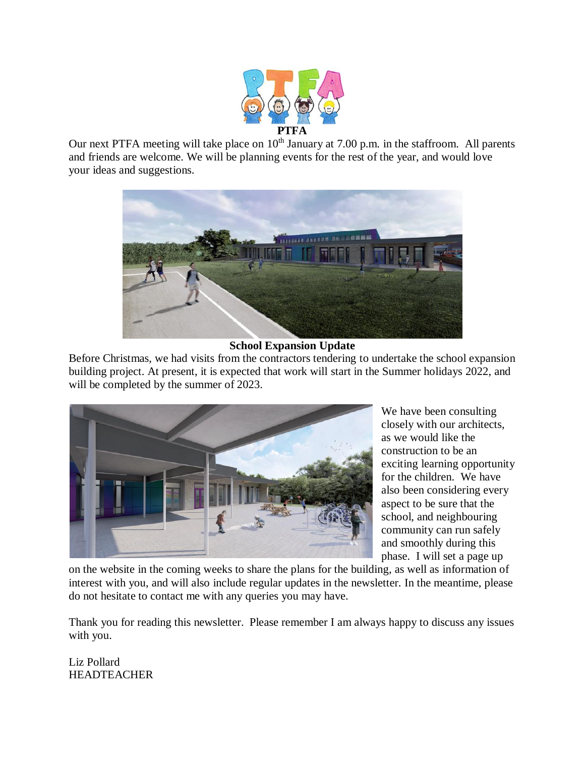## PTFA

Our next PTFA meeting will take place on 10th January at 7.00 p.m. in the staffroom. All parents and friends are welcome. We will be planning events for the rest of the year, and would love your ideas and suggestions.

## School Expansion Update

Before Christmas, we had visits from the contractors tendering to undertake the school expansion building project. At present, it is expected that work will start in the Summer holidays 2022, and will be completed by the summer of 2023.

We have been consulting closely with our architects, as we would like the construction to be an exciting learning opportunity for the children. We have also been considering every aspect to be sure that the school, and neighbouring community can run safely and smoothly during this phase. I will set a page up on the website in the coming weeks to share the plans for the building, as well as information of interest with you, and will also include regular updates in the newsletter. In the meantime, please do not hesitate to contact me with any queries you may have.

Thank you for reading this newsletter. Please remember I am always happy to discuss any issues with you.

Liz Pollard
HEADTEACHER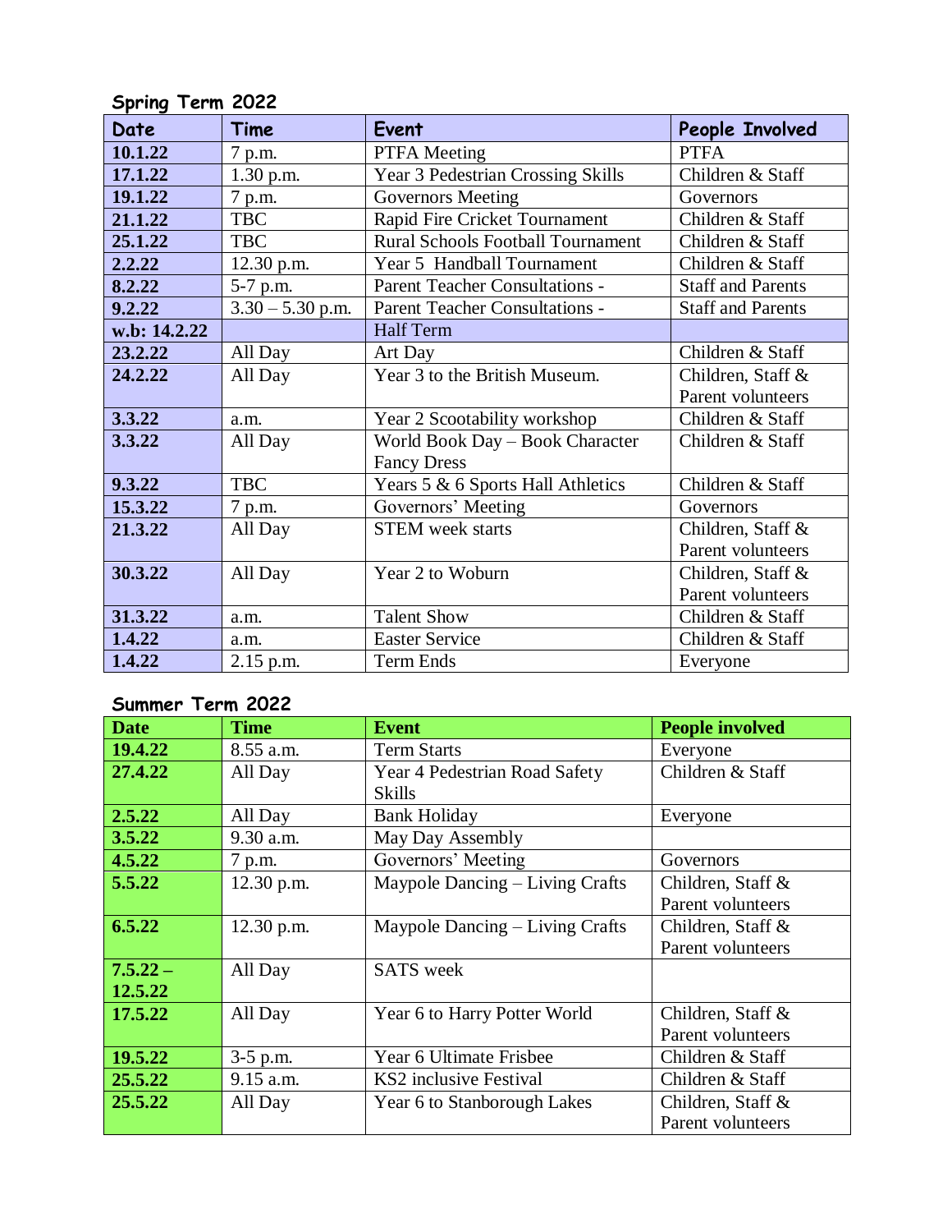## Spring Term 2022

| Date | Time | Event | People Involved |
|---|---|---|---|
| **10.1.22** | 7 p.m. | PTFA Meeting | PTFA |
| **17.1.22** | 1.30 p.m. | Year 3 Pedestrian Crossing Skills | Children & Staff |
| **19.1.22** | 7 p.m. | Governors Meeting | Governors |
| **21.1.22** | TBC | Rapid Fire Cricket Tournament | Children & Staff |
| **25.1.22** | TBC | Rural Schools Football Tournament | Children & Staff |
| **2.2.22** | 12.30 p.m. | Year 5 Handball Tournament | Children & Staff |
| **8.2.22** | 5-7 p.m. | Parent Teacher Consultations - | Staff and Parents |
| **9.2.22** | 3.30 – 5.30 p.m. | Parent Teacher Consultations - | Staff and Parents |
| **w.b: 14.2.22** | | Half Term | |
| **23.2.22** | All Day | Art Day | Children & Staff |
| **24.2.22** | All Day | Year 3 to the British Museum. | Children, Staff & Parent volunteers |
| **3.3.22** | a.m. | Year 2 Scootability workshop | Children & Staff |
| **3.3.22** | All Day | World Book Day – Book Character Fancy Dress | Children & Staff |
| **9.3.22** | TBC | Years 5 & 6 Sports Hall Athletics | Children & Staff |
| **15.3.22** | 7 p.m. | Governors' Meeting | Governors |
| **21.3.22** | All Day | STEM week starts | Children, Staff & Parent volunteers |
| **30.3.22** | All Day | Year 2 to Woburn | Children, Staff & Parent volunteers |
| **31.3.22** | a.m. | Talent Show | Children & Staff |
| **1.4.22** | a.m. | Easter Service | Children & Staff |
| **1.4.22** | 2.15 p.m. | Term Ends | Everyone |

## Summer Term 2022

| Date | Time | Event | People involved |
|---|---|---|---|
| **19.4.22** | 8.55 a.m. | Term Starts | Everyone |
| **27.4.22** | All Day | Year 4 Pedestrian Road Safety Skills | Children & Staff |
| **2.5.22** | All Day | Bank Holiday | Everyone |
| **3.5.22** | 9.30 a.m. | May Day Assembly | |
| **4.5.22** | 7 p.m. | Governors' Meeting | Governors |
| **5.5.22** | 12.30 p.m. | Maypole Dancing – Living Crafts | Children, Staff & Parent volunteers |
| **6.5.22** | 12.30 p.m. | Maypole Dancing – Living Crafts | Children, Staff & Parent volunteers |
| **7.5.22 – 12.5.22** | All Day | SATS week | |
| **17.5.22** | All Day | Year 6 to Harry Potter World | Children, Staff & Parent volunteers |
| **19.5.22** | 3-5 p.m. | Year 6 Ultimate Frisbee | Children & Staff |
| **25.5.22** | 9.15 a.m. | KS2 inclusive Festival | Children & Staff |
| **25.5.22** | All Day | Year 6 to Stanborough Lakes | Children, Staff & Parent volunteers |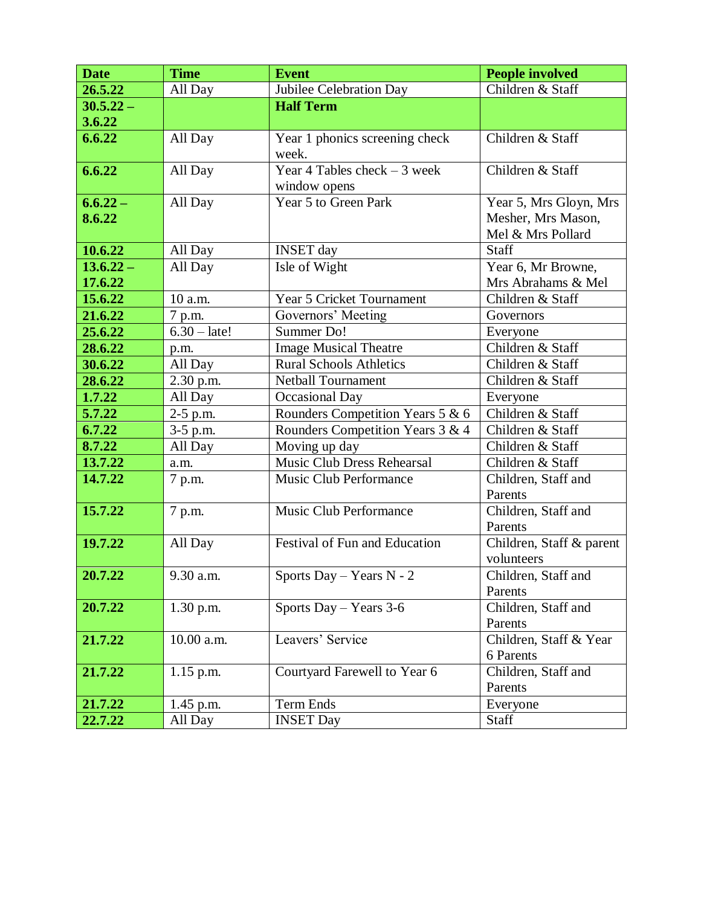| Date | Time | Event | People involved |
|---|---|---|---|
| **26.5.22** | All Day | Jubilee Celebration Day | Children & Staff |
| **30.5.22 – 3.6.22** | | **Half Term** | |
| **6.6.22** | All Day | Year 1 phonics screening check week. | Children & Staff |
| **6.6.22** | All Day | Year 4 Tables check – 3 week window opens | Children & Staff |
| **6.6.22 – 8.6.22** | All Day | Year 5 to Green Park | Year 5, Mrs Gloyn, Mrs Mesher, Mrs Mason, Mel & Mrs Pollard |
| **10.6.22** | All Day | INSET day | Staff |
| **13.6.22 – 17.6.22** | All Day | Isle of Wight | Year 6, Mr Browne, Mrs Abrahams & Mel |
| **15.6.22** | 10 a.m. | Year 5 Cricket Tournament | Children & Staff |
| **21.6.22** | 7 p.m. | Governors' Meeting | Governors |
| **25.6.22** | 6.30 – late! | Summer Do! | Everyone |
| **28.6.22** | p.m. | Image Musical Theatre | Children & Staff |
| **30.6.22** | All Day | Rural Schools Athletics | Children & Staff |
| **28.6.22** | 2.30 p.m. | Netball Tournament | Children & Staff |
| **1.7.22** | All Day | Occasional Day | Everyone |
| **5.7.22** | 2-5 p.m. | Rounders Competition Years 5 & 6 | Children & Staff |
| **6.7.22** | 3-5 p.m. | Rounders Competition Years 3 & 4 | Children & Staff |
| **8.7.22** | All Day | Moving up day | Children & Staff |
| **13.7.22** | a.m. | Music Club Dress Rehearsal | Children & Staff |
| **14.7.22** | 7 p.m. | Music Club Performance | Children, Staff and Parents |
| **15.7.22** | 7 p.m. | Music Club Performance | Children, Staff and Parents |
| **19.7.22** | All Day | Festival of Fun and Education | Children, Staff & parent volunteers |
| **20.7.22** | 9.30 a.m. | Sports Day – Years N - 2 | Children, Staff and Parents |
| **20.7.22** | 1.30 p.m. | Sports Day – Years 3-6 | Children, Staff and Parents |
| **21.7.22** | 10.00 a.m. | Leavers' Service | Children, Staff & Year 6 Parents |
| **21.7.22** | 1.15 p.m. | Courtyard Farewell to Year 6 | Children, Staff and Parents |
| **21.7.22** | 1.45 p.m. | Term Ends | Everyone |
| **22.7.22** | All Day | INSET Day | Staff |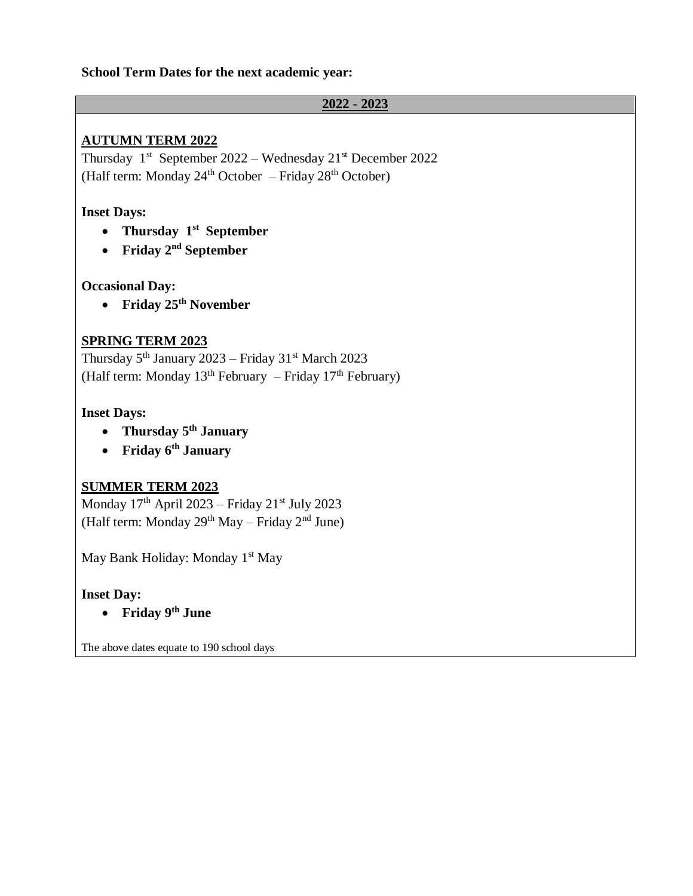**School Term Dates for the next academic year:**

## 2022 - 2023

**AUTUMN TERM 2022**

Thursday 1st September 2022 – Wednesday 21st December 2022
(Half term: Monday 24th October – Friday 28th October)

**Inset Days:**

- **Thursday 1st September**
- **Friday 2nd September**

**Occasional Day:**

- **Friday 25th November**

**SPRING TERM 2023**

Thursday 5th January 2023 – Friday 31st March 2023
(Half term: Monday 13th February – Friday 17th February)

**Inset Days:**

- **Thursday 5th January**
- **Friday 6th January**

**SUMMER TERM 2023**

Monday 17th April 2023 – Friday 21st July 2023
(Half term: Monday 29th May – Friday 2nd June)

May Bank Holiday: Monday 1st May

**Inset Day:**

- **Friday 9th June**

The above dates equate to 190 school days